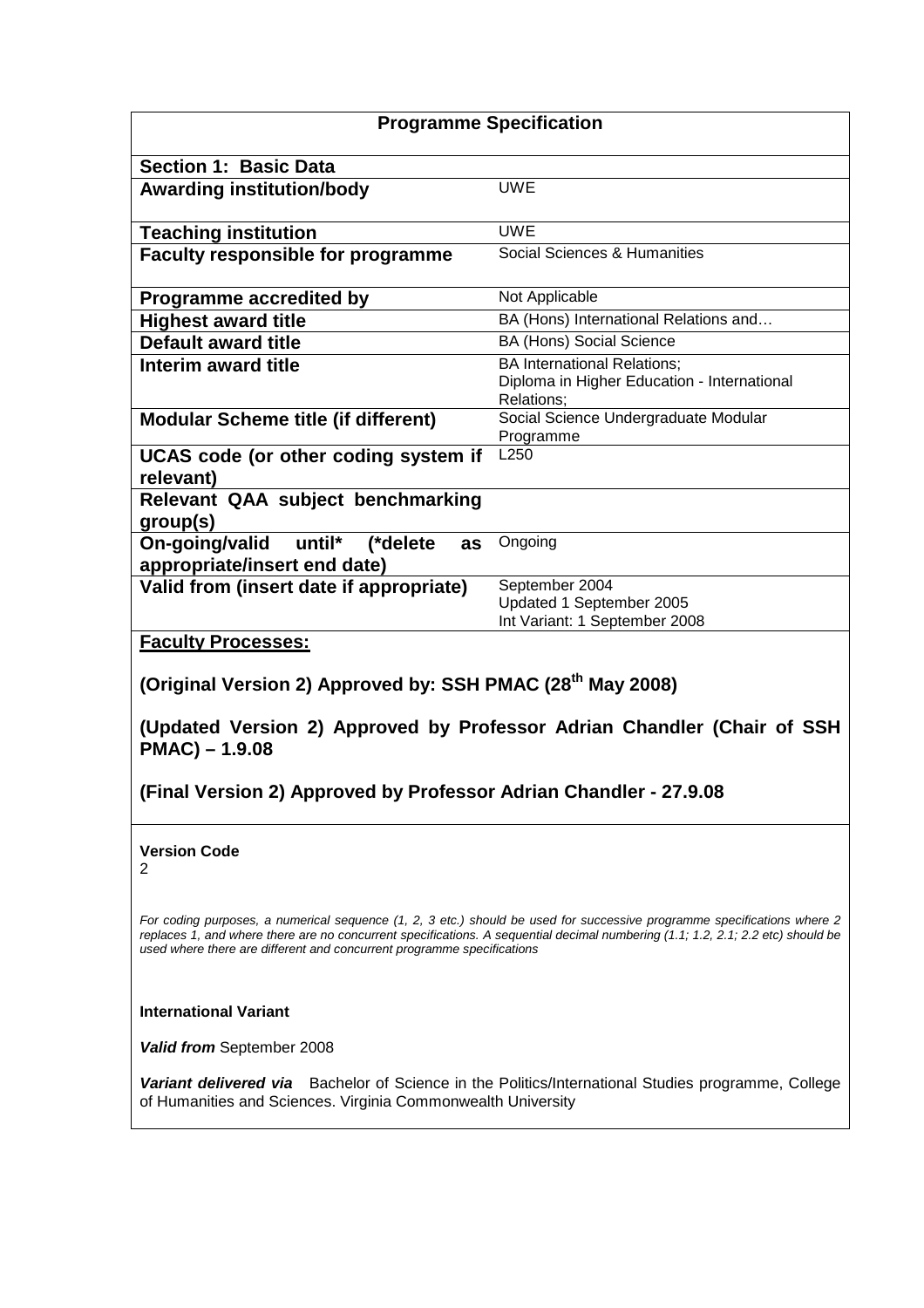# Programme Specification

## Section 1: Basic Data

| | |
|---|---|
| **Awarding institution/body** | UWE |
| **Teaching institution** | UWE |
| **Faculty responsible for programme** | Social Sciences & Humanities |
| **Programme accredited by** | Not Applicable |
| **Highest award title** | BA (Hons) International Relations and… |
| **Default award title** | BA (Hons) Social Science |
| **Interim award title** | BA International Relations; Diploma in Higher Education - International Relations; |
| **Modular Scheme title (if different)** | Social Science Undergraduate Modular Programme |
| **UCAS code (or other coding system if relevant)** | L250 |
| **Relevant QAA subject benchmarking group(s)** | |
| **On-going/valid until* (*delete as appropriate/insert end date)** | Ongoing |
| **Valid from (insert date if appropriate)** | September 2004<br>Updated 1 September 2005<br>Int Variant: 1 September 2008 |

**Faculty Processes:**

**(Original Version 2) Approved by: SSH PMAC (28th May 2008)**

**(Updated Version 2) Approved by Professor Adrian Chandler (Chair of SSH PMAC) – 1.9.08**

**(Final Version 2) Approved by Professor Adrian Chandler - 27.9.08**

**Version Code**
2

*For coding purposes, a numerical sequence (1, 2, 3 etc.) should be used for successive programme specifications where 2 replaces 1, and where there are no concurrent specifications. A sequential decimal numbering (1.1; 1.2, 2.1; 2.2 etc) should be used where there are different and concurrent programme specifications*

**International Variant**

***Valid from*** September 2008

***Variant delivered via*** Bachelor of Science in the Politics/International Studies programme, College of Humanities and Sciences. Virginia Commonwealth University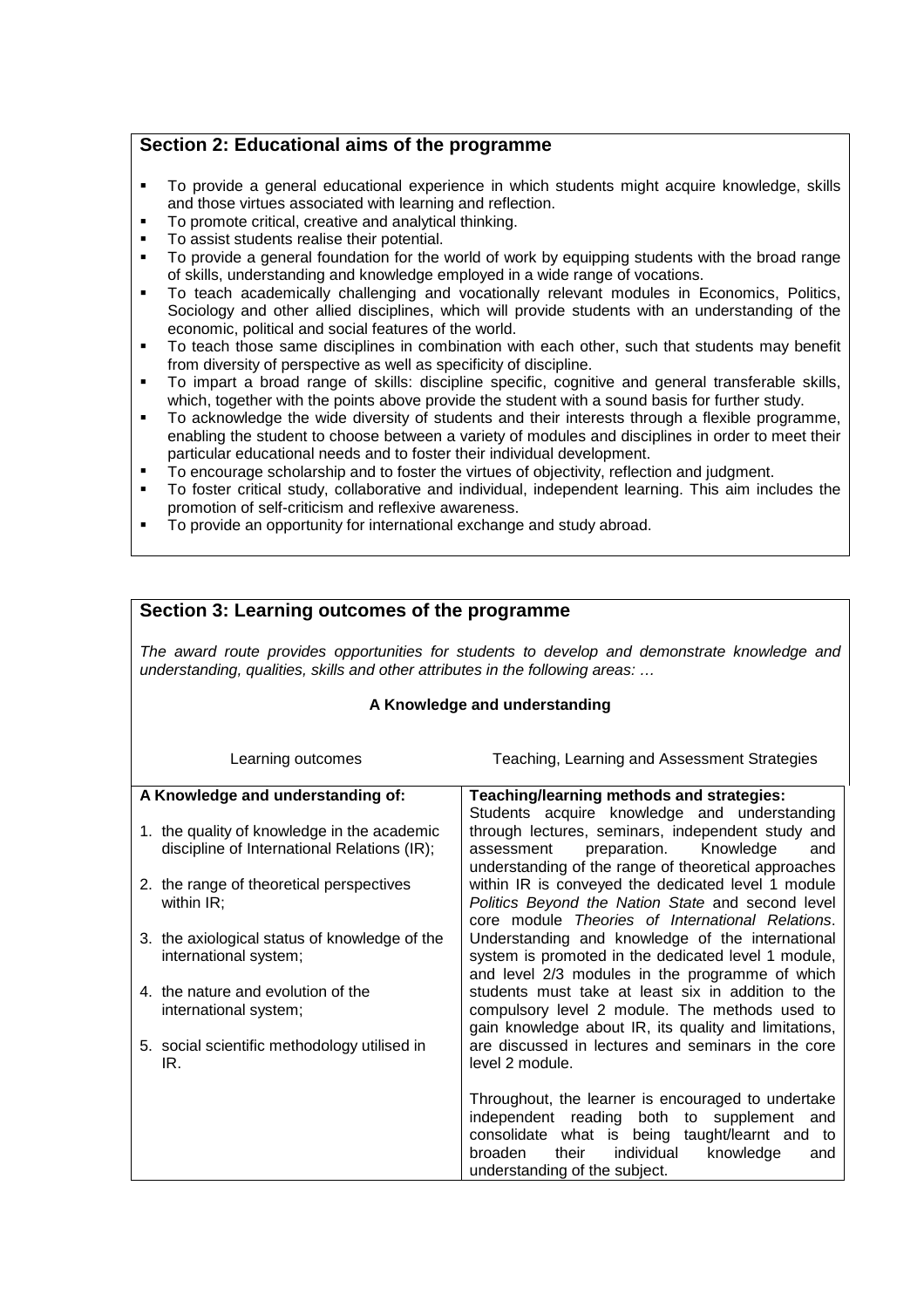## Section 2: Educational aims of the programme

- To provide a general educational experience in which students might acquire knowledge, skills and those virtues associated with learning and reflection.
- To promote critical, creative and analytical thinking.
- To assist students realise their potential.
- To provide a general foundation for the world of work by equipping students with the broad range of skills, understanding and knowledge employed in a wide range of vocations.
- To teach academically challenging and vocationally relevant modules in Economics, Politics, Sociology and other allied disciplines, which will provide students with an understanding of the economic, political and social features of the world.
- To teach those same disciplines in combination with each other, such that students may benefit from diversity of perspective as well as specificity of discipline.
- To impart a broad range of skills: discipline specific, cognitive and general transferable skills, which, together with the points above provide the student with a sound basis for further study.
- To acknowledge the wide diversity of students and their interests through a flexible programme, enabling the student to choose between a variety of modules and disciplines in order to meet their particular educational needs and to foster their individual development.
- To encourage scholarship and to foster the virtues of objectivity, reflection and judgment.
- To foster critical study, collaborative and individual, independent learning. This aim includes the promotion of self-criticism and reflexive awareness.
- To provide an opportunity for international exchange and study abroad.

## Section 3: Learning outcomes of the programme

*The award route provides opportunities for students to develop and demonstrate knowledge and understanding, qualities, skills and other attributes in the following areas: …*

**A Knowledge and understanding**

| Learning outcomes | Teaching, Learning and Assessment Strategies |
|---|---|
| **A Knowledge and understanding of:**<br><br>1. the quality of knowledge in the academic discipline of International Relations (IR);<br><br>2. the range of theoretical perspectives within IR;<br><br>3. the axiological status of knowledge of the international system;<br><br>4. the nature and evolution of the international system;<br><br>5. social scientific methodology utilised in IR. | **Teaching/learning methods and strategies:**<br>Students acquire knowledge and understanding through lectures, seminars, independent study and assessment preparation. Knowledge and understanding of the range of theoretical approaches within IR is conveyed the dedicated level 1 module *Politics Beyond the Nation State* and second level core module *Theories of International Relations*. Understanding and knowledge of the international system is promoted in the dedicated level 1 module, and level 2/3 modules in the programme of which students must take at least six in addition to the compulsory level 2 module. The methods used to gain knowledge about IR, its quality and limitations, are discussed in lectures and seminars in the core level 2 module.<br><br>Throughout, the learner is encouraged to undertake independent reading both to supplement and consolidate what is being taught/learnt and to broaden their individual knowledge and understanding of the subject. |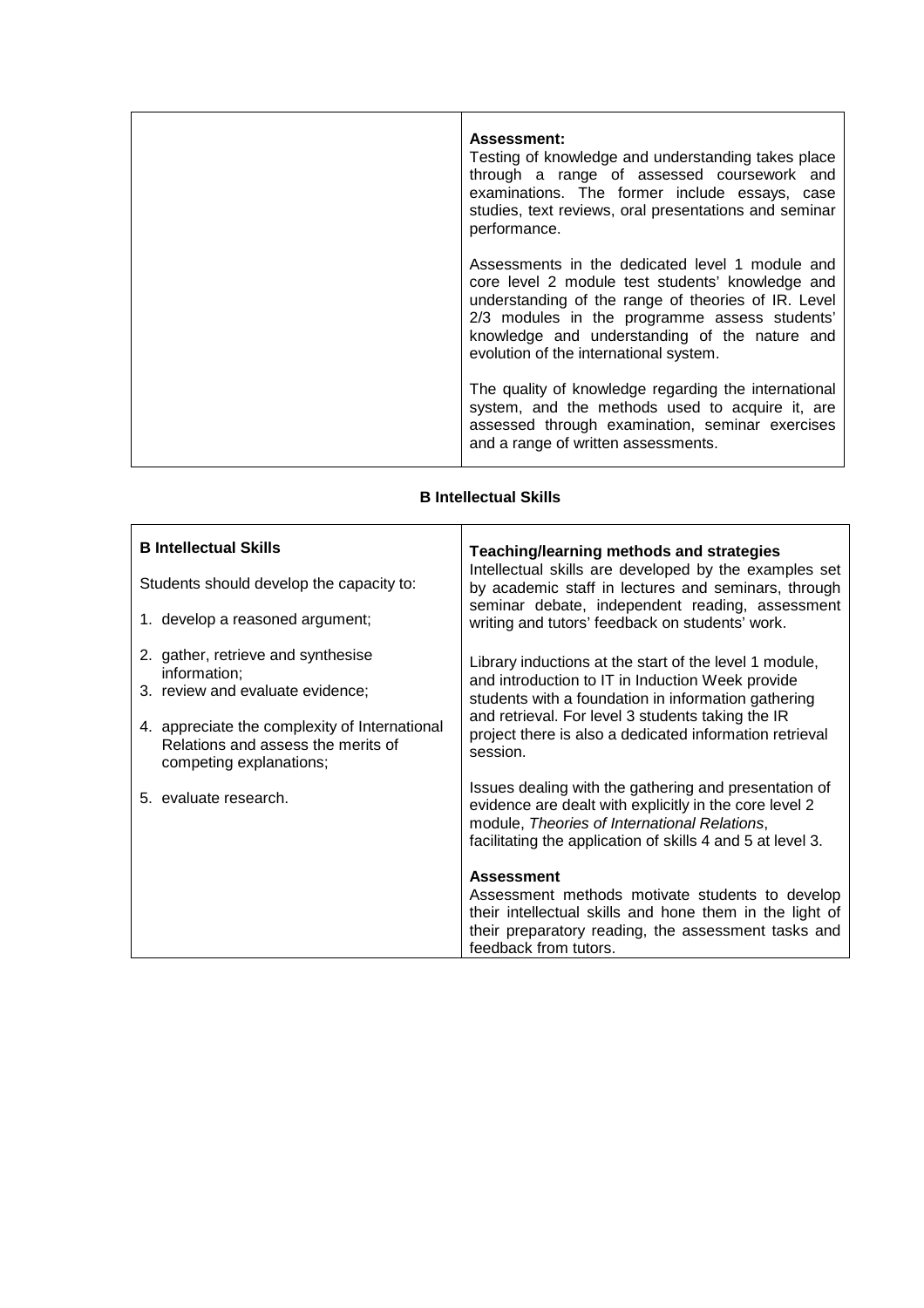| | **Assessment:**<br>Testing of knowledge and understanding takes place through a range of assessed coursework and examinations. The former include essays, case studies, text reviews, oral presentations and seminar performance.<br><br>Assessments in the dedicated level 1 module and core level 2 module test students' knowledge and understanding of the range of theories of IR. Level 2/3 modules in the programme assess students' knowledge and understanding of the nature and evolution of the international system.<br><br>The quality of knowledge regarding the international system, and the methods used to acquire it, are assessed through examination, seminar exercises and a range of written assessments. |
|---|---|

**B Intellectual Skills**

| **B Intellectual Skills** | **Teaching/learning methods and strategies** |
|---|---|
| Students should develop the capacity to:<br><br>1. develop a reasoned argument;<br>2. gather, retrieve and synthesise information;<br>3. review and evaluate evidence;<br>4. appreciate the complexity of International Relations and assess the merits of competing explanations;<br>5. evaluate research. | Intellectual skills are developed by the examples set by academic staff in lectures and seminars, through seminar debate, independent reading, assessment writing and tutors' feedback on students' work.<br><br>Library inductions at the start of the level 1 module, and introduction to IT in Induction Week provide students with a foundation in information gathering and retrieval. For level 3 students taking the IR project there is also a dedicated information retrieval session.<br><br>Issues dealing with the gathering and presentation of evidence are dealt with explicitly in the core level 2 module, *Theories of International Relations*, facilitating the application of skills 4 and 5 at level 3.<br><br>**Assessment**<br>Assessment methods motivate students to develop their intellectual skills and hone them in the light of their preparatory reading, the assessment tasks and feedback from tutors. |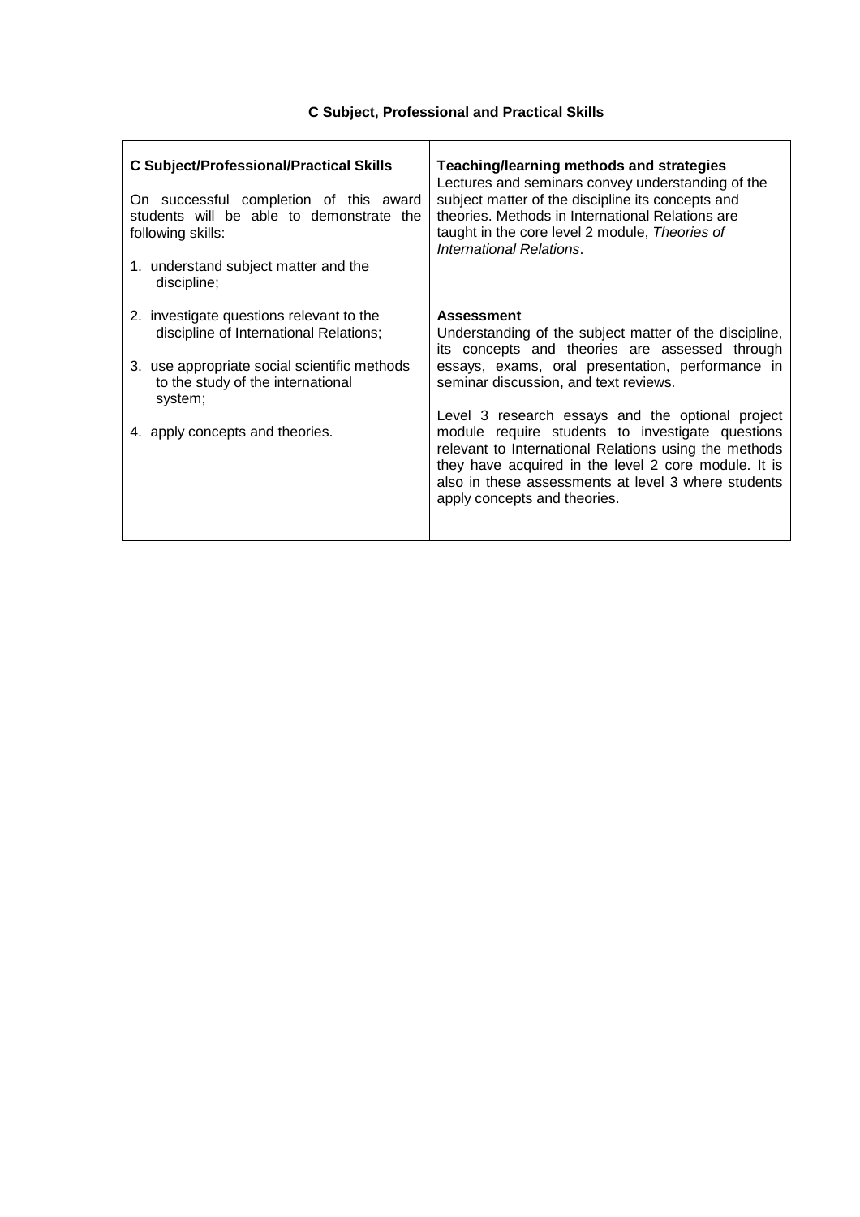### C Subject, Professional and Practical Skills

| C Subject/Professional/Practical Skills | Teaching/learning methods and strategies |
|---|---|
| On successful completion of this award students will be able to demonstrate the following skills:<br><br>1. understand subject matter and the discipline;<br><br>2. investigate questions relevant to the discipline of International Relations;<br><br>3. use appropriate social scientific methods to the study of the international system;<br><br>4. apply concepts and theories. | Lectures and seminars convey understanding of the subject matter of the discipline its concepts and theories. Methods in International Relations are taught in the core level 2 module, *Theories of International Relations*.<br><br>**Assessment**<br>Understanding of the subject matter of the discipline, its concepts and theories are assessed through essays, exams, oral presentation, performance in seminar discussion, and text reviews.<br><br>Level 3 research essays and the optional project module require students to investigate questions relevant to International Relations using the methods they have acquired in the level 2 core module. It is also in these assessments at level 3 where students apply concepts and theories. |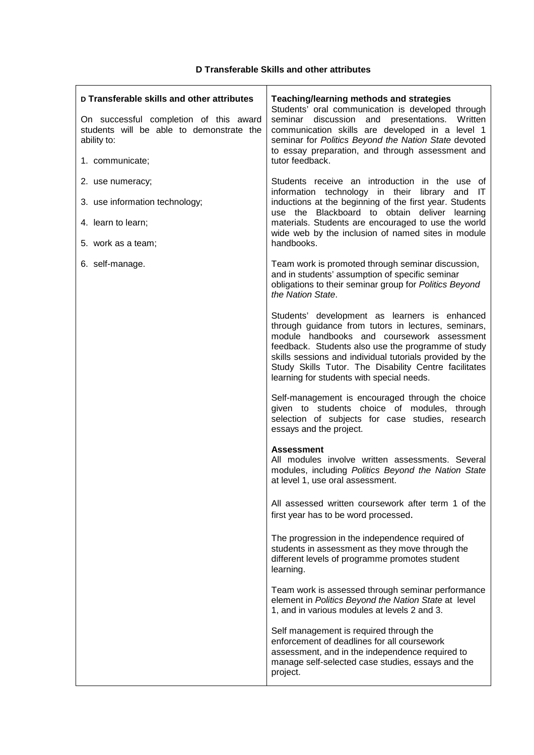**D Transferable Skills and other attributes**

| **D Transferable skills and other attributes** | **Teaching/learning methods and strategies** |
|---|---|
| On successful completion of this award students will be able to demonstrate the ability to:<br><br>1. communicate;<br>2. use numeracy;<br>3. use information technology;<br>4. learn to learn;<br>5. work as a team;<br>6. self-manage. | Students' oral communication is developed through seminar discussion and presentations. Written communication skills are developed in a level 1 seminar for *Politics Beyond the Nation State* devoted to essay preparation, and through assessment and tutor feedback.<br><br>Students receive an introduction in the use of information technology in their library and IT inductions at the beginning of the first year. Students use the Blackboard to obtain deliver learning materials. Students are encouraged to use the world wide web by the inclusion of named sites in module handbooks.<br><br>Team work is promoted through seminar discussion, and in students' assumption of specific seminar obligations to their seminar group for *Politics Beyond the Nation State*.<br><br>Students' development as learners is enhanced through guidance from tutors in lectures, seminars, module handbooks and coursework assessment feedback. Students also use the programme of study skills sessions and individual tutorials provided by the Study Skills Tutor. The Disability Centre facilitates learning for students with special needs.<br><br>Self-management is encouraged through the choice given to students choice of modules, through selection of subjects for case studies, research essays and the project.<br><br>**Assessment**<br>All modules involve written assessments. Several modules, including *Politics Beyond the Nation State* at level 1, use oral assessment.<br><br>All assessed written coursework after term 1 of the first year has to be word processed.<br><br>The progression in the independence required of students in assessment as they move through the different levels of programme promotes student learning.<br><br>Team work is assessed through seminar performance element in *Politics Beyond the Nation State* at level 1, and in various modules at levels 2 and 3.<br><br>Self management is required through the enforcement of deadlines for all coursework assessment, and in the independence required to manage self-selected case studies, essays and the project. |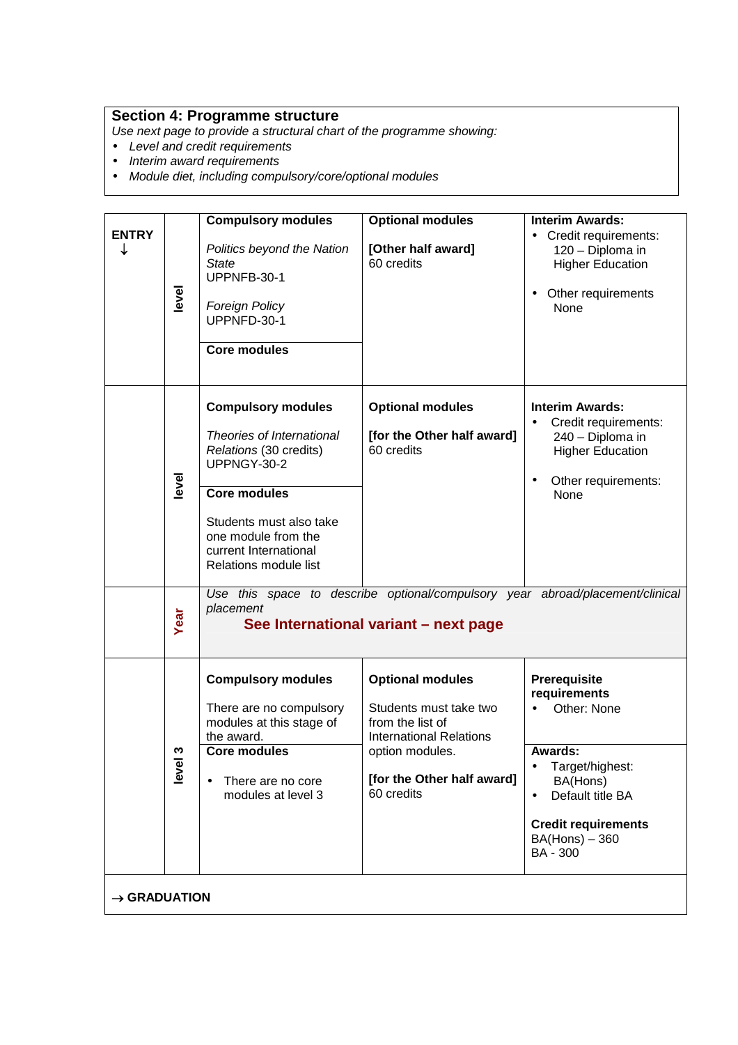## Section 4: Programme structure

*Use next page to provide a structural chart of the programme showing:*

- *Level and credit requirements*
- *Interim award requirements*
- *Module diet, including compulsory/core/optional modules*

| ENTRY ↓ | | | | |
|---|---|---|---|---|
| | level | **Compulsory modules**<br><br>*Politics beyond the Nation State*<br>UPPNFB-30-1<br><br>*Foreign Policy*<br>UPPNFD-30-1<br><br>**Core modules** | **Optional modules**<br><br>**[Other half award]**<br>60 credits | **Interim Awards:**<br>• Credit requirements: 120 – Diploma in Higher Education<br><br>• Other requirements None |
| | level | **Compulsory modules**<br><br>*Theories of International Relations* (30 credits)<br>UPPNGY-30-2<br><br>**Core modules**<br><br>Students must also take one module from the current International Relations module list | **Optional modules**<br><br>**[for the Other half award]**<br>60 credits | **Interim Awards:**<br>• Credit requirements: 240 – Diploma in Higher Education<br><br>• Other requirements: None |
| | Year | *Use this space to describe optional/compulsory year abroad/placement/clinical placement*<br>**See International variant – next page** | | |
| | level 3 | **Compulsory modules**<br><br>There are no compulsory modules at this stage of the award.<br><br>**Core modules**<br><br>• There are no core modules at level 3 | **Optional modules**<br><br>Students must take two from the list of International Relations option modules.<br><br>**[for the Other half award]**<br>60 credits | **Prerequisite requirements**<br>• Other: None<br><br>**Awards:**<br>• Target/highest: BA(Hons)<br>• Default title BA<br><br>**Credit requirements**<br>BA(Hons) – 360<br>BA - 300 |
| → **GRADUATION** | | | | |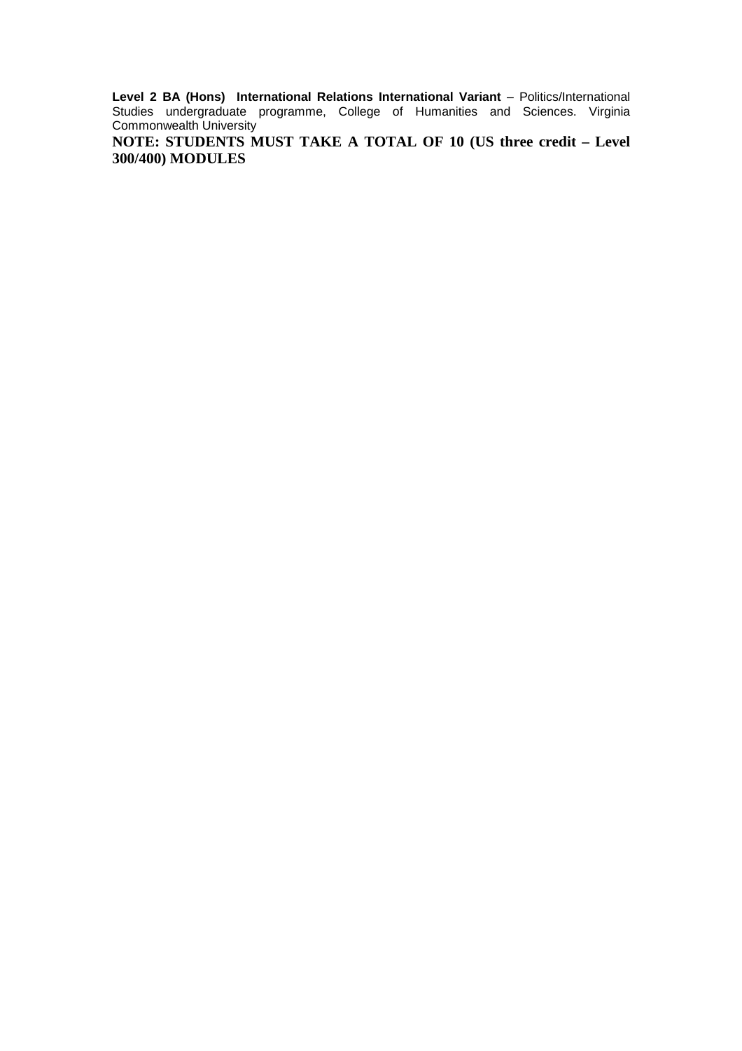**Level 2 BA (Hons) International Relations International Variant** – Politics/International Studies undergraduate programme, College of Humanities and Sciences. Virginia Commonwealth University

**NOTE: STUDENTS MUST TAKE A TOTAL OF 10 (US three credit – Level 300/400) MODULES**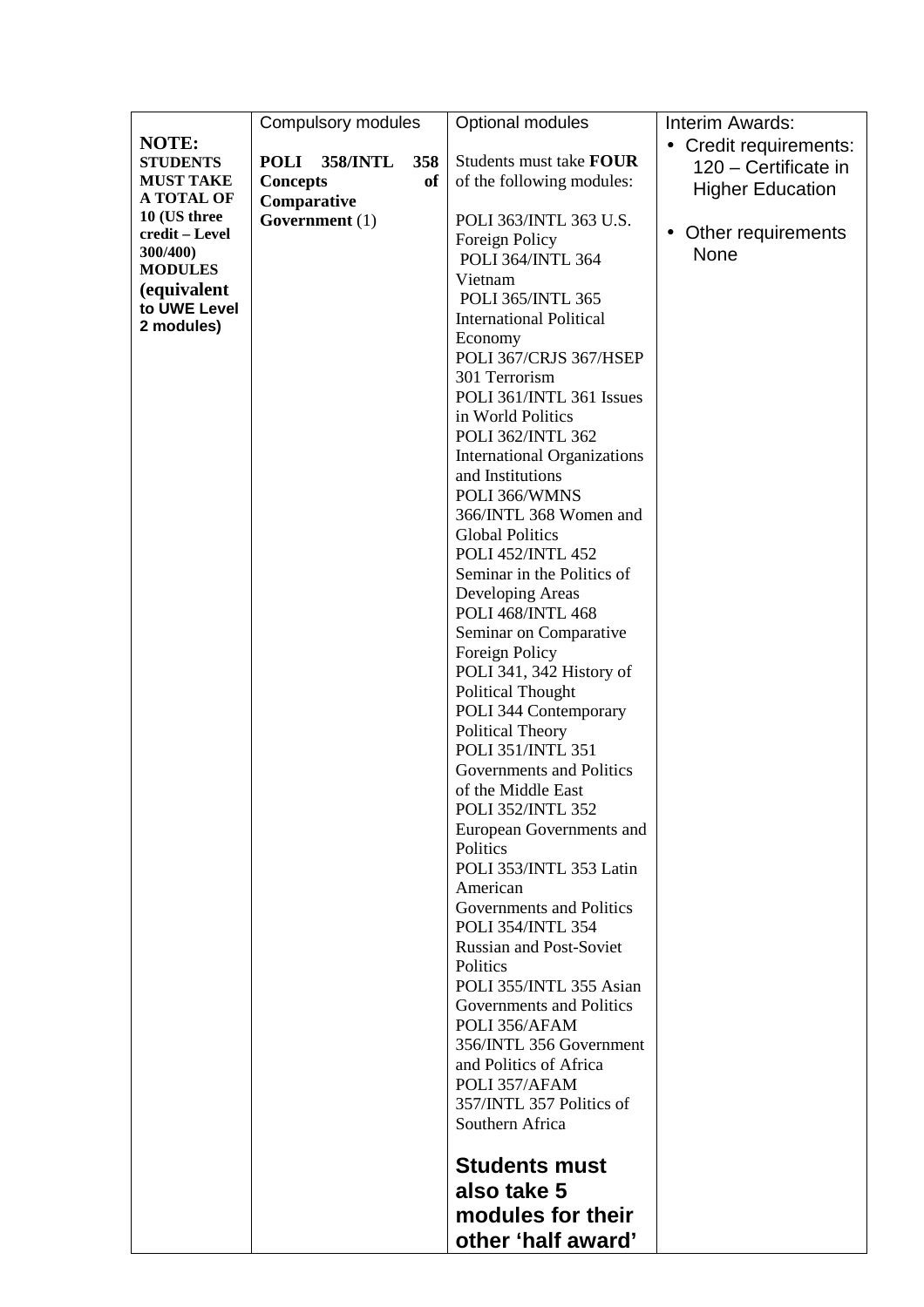| | Compulsory modules | Optional modules | Interim Awards: |
|---|---|---|---|
| **NOTE: STUDENTS MUST TAKE A TOTAL OF 10 (US three credit – Level 300/400) MODULES (equivalent to UWE Level 2 modules)** | **POLI 358/INTL 358 Concepts of Comparative Government** (1) | Students must take **FOUR** of the following modules:<br><br>POLI 363/INTL 363 U.S. Foreign Policy<br>POLI 364/INTL 364 Vietnam<br>POLI 365/INTL 365 International Political Economy<br>POLI 367/CRJS 367/HSEP 301 Terrorism<br>POLI 361/INTL 361 Issues in World Politics<br>POLI 362/INTL 362 International Organizations and Institutions<br>POLI 366/WMNS 366/INTL 368 Women and Global Politics<br>POLI 452/INTL 452 Seminar in the Politics of Developing Areas<br>POLI 468/INTL 468 Seminar on Comparative Foreign Policy<br>POLI 341, 342 History of Political Thought<br>POLI 344 Contemporary Political Theory<br>POLI 351/INTL 351 Governments and Politics of the Middle East<br>POLI 352/INTL 352 European Governments and Politics<br>POLI 353/INTL 353 Latin American Governments and Politics<br>POLI 354/INTL 354 Russian and Post-Soviet Politics<br>POLI 355/INTL 355 Asian Governments and Politics<br>POLI 356/AFAM 356/INTL 356 Government and Politics of Africa<br>POLI 357/AFAM 357/INTL 357 Politics of Southern Africa<br><br>**Students must also take 5 modules for their other 'half award'** | • Credit requirements: 120 – Certificate in Higher Education<br><br>• Other requirements None |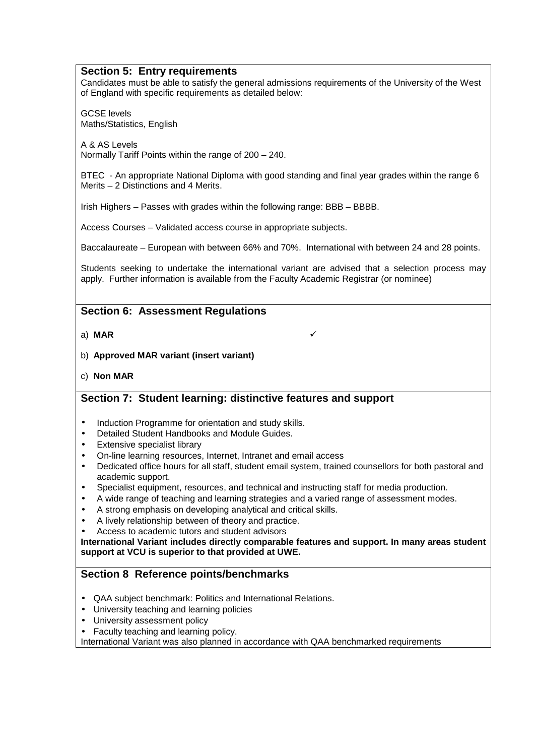## Section 5: Entry requirements

Candidates must be able to satisfy the general admissions requirements of the University of the West of England with specific requirements as detailed below:

GCSE levels
Maths/Statistics, English

A & AS Levels
Normally Tariff Points within the range of 200 – 240.

BTEC - An appropriate National Diploma with good standing and final year grades within the range 6 Merits – 2 Distinctions and 4 Merits.

Irish Highers – Passes with grades within the following range: BBB – BBBB.

Access Courses – Validated access course in appropriate subjects.

Baccalaureate – European with between 66% and 70%. International with between 24 and 28 points.

Students seeking to undertake the international variant are advised that a selection process may apply. Further information is available from the Faculty Academic Registrar (or nominee)

## Section 6: Assessment Regulations

a) **MAR** ✓

b) **Approved MAR variant (insert variant)**

c) **Non MAR**

## Section 7: Student learning: distinctive features and support

- Induction Programme for orientation and study skills.
- Detailed Student Handbooks and Module Guides.
- Extensive specialist library
- On-line learning resources, Internet, Intranet and email access
- Dedicated office hours for all staff, student email system, trained counsellors for both pastoral and academic support.
- Specialist equipment, resources, and technical and instructing staff for media production.
- A wide range of teaching and learning strategies and a varied range of assessment modes.
- A strong emphasis on developing analytical and critical skills.
- A lively relationship between of theory and practice.
- Access to academic tutors and student advisors

**International Variant includes directly comparable features and support. In many areas student support at VCU is superior to that provided at UWE.**

## Section 8 Reference points/benchmarks

- QAA subject benchmark: Politics and International Relations.
- University teaching and learning policies
- University assessment policy
- Faculty teaching and learning policy.

International Variant was also planned in accordance with QAA benchmarked requirements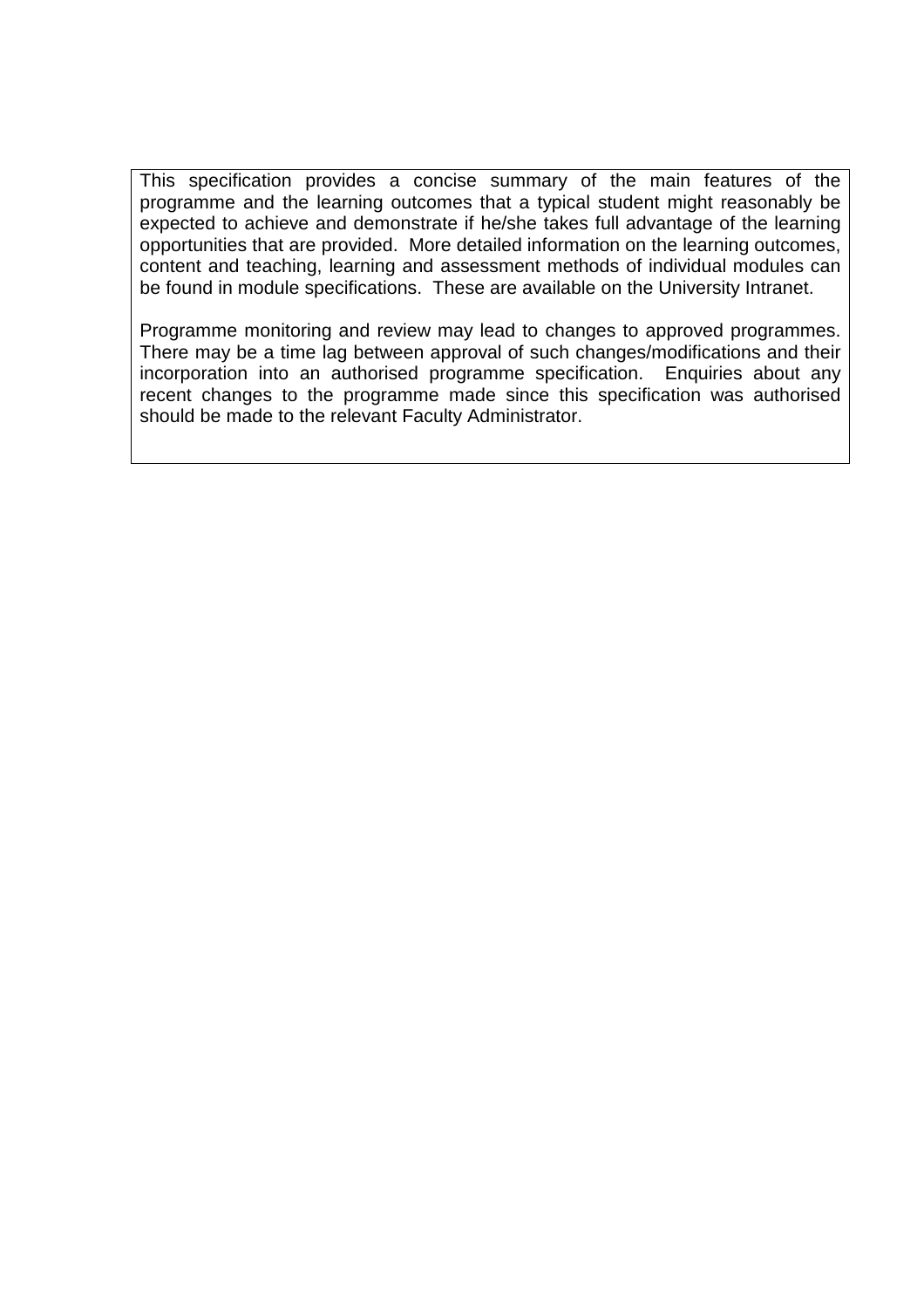This specification provides a concise summary of the main features of the programme and the learning outcomes that a typical student might reasonably be expected to achieve and demonstrate if he/she takes full advantage of the learning opportunities that are provided. More detailed information on the learning outcomes, content and teaching, learning and assessment methods of individual modules can be found in module specifications. These are available on the University Intranet.

Programme monitoring and review may lead to changes to approved programmes. There may be a time lag between approval of such changes/modifications and their incorporation into an authorised programme specification. Enquiries about any recent changes to the programme made since this specification was authorised should be made to the relevant Faculty Administrator.